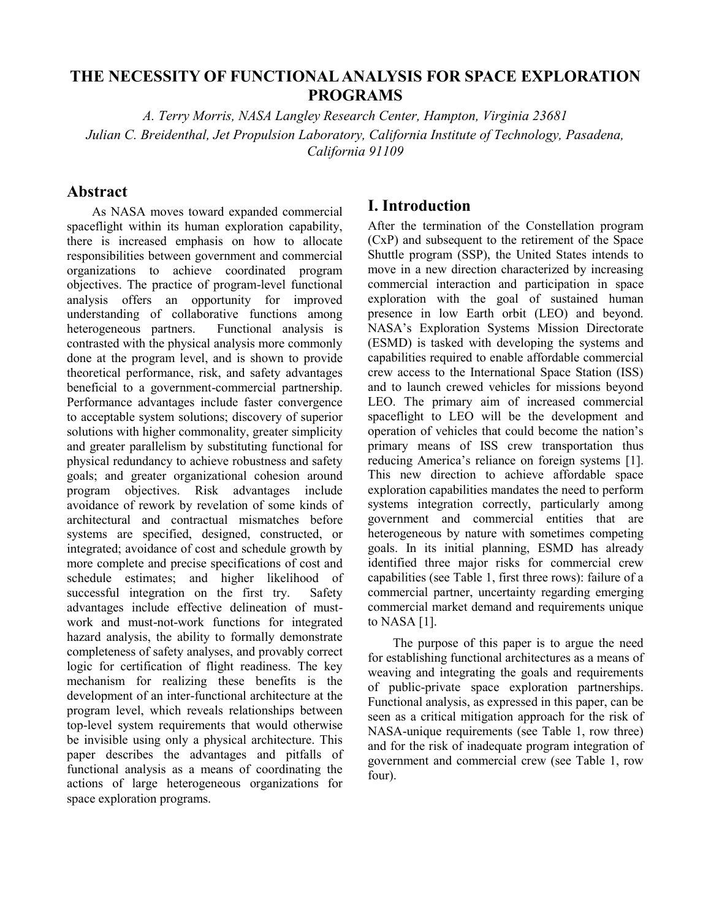# THE NECESSITY OF FUNCTIONAL ANALYSIS FOR SPACE EXPLORATION PROGRAMS

*A. Terry Morris, NASA Langley Research Center, Hampton, Virginia 23681*

*Julian C. Breidenthal, Jet Propulsion Laboratory, California Institute of Technology, Pasadena, California 91109*

## Abstract

As NASA moves toward expanded commercial spaceflight within its human exploration capability, there is increased emphasis on how to allocate responsibilities between government and commercial organizations to achieve coordinated program objectives. The practice of program-level functional analysis offers an opportunity for improved understanding of collaborative functions among heterogeneous partners. Functional analysis is contrasted with the physical analysis more commonly done at the program level, and is shown to provide theoretical performance, risk, and safety advantages beneficial to a government-commercial partnership. Performance advantages include faster convergence to acceptable system solutions; discovery of superior solutions with higher commonality, greater simplicity and greater parallelism by substituting functional for physical redundancy to achieve robustness and safety goals; and greater organizational cohesion around program objectives. Risk advantages include avoidance of rework by revelation of some kinds of architectural and contractual mismatches before systems are specified, designed, constructed, or integrated; avoidance of cost and schedule growth by more complete and precise specifications of cost and schedule estimates; and higher likelihood of successful integration on the first try. Safety advantages include effective delineation of must-work and must-not-work functions for integrated hazard analysis, the ability to formally demonstrate completeness of safety analyses, and provably correct logic for certification of flight readiness. The key mechanism for realizing these benefits is the development of an inter-functional architecture at the program level, which reveals relationships between top-level system requirements that would otherwise be invisible using only a physical architecture. This paper describes the advantages and pitfalls of functional analysis as a means of coordinating the actions of large heterogeneous organizations for space exploration programs.

## I. Introduction

After the termination of the Constellation program (CxP) and subsequent to the retirement of the Space Shuttle program (SSP), the United States intends to move in a new direction characterized by increasing commercial interaction and participation in space exploration with the goal of sustained human presence in low Earth orbit (LEO) and beyond. NASA's Exploration Systems Mission Directorate (ESMD) is tasked with developing the systems and capabilities required to enable affordable commercial crew access to the International Space Station (ISS) and to launch crewed vehicles for missions beyond LEO. The primary aim of increased commercial spaceflight to LEO will be the development and operation of vehicles that could become the nation's primary means of ISS crew transportation thus reducing America's reliance on foreign systems [1]. This new direction to achieve affordable space exploration capabilities mandates the need to perform systems integration correctly, particularly among government and commercial entities that are heterogeneous by nature with sometimes competing goals. In its initial planning, ESMD has already identified three major risks for commercial crew capabilities (see Table 1, first three rows): failure of a commercial partner, uncertainty regarding emerging commercial market demand and requirements unique to NASA [1].

The purpose of this paper is to argue the need for establishing functional architectures as a means of weaving and integrating the goals and requirements of public-private space exploration partnerships. Functional analysis, as expressed in this paper, can be seen as a critical mitigation approach for the risk of NASA-unique requirements (see Table 1, row three) and for the risk of inadequate program integration of government and commercial crew (see Table 1, row four).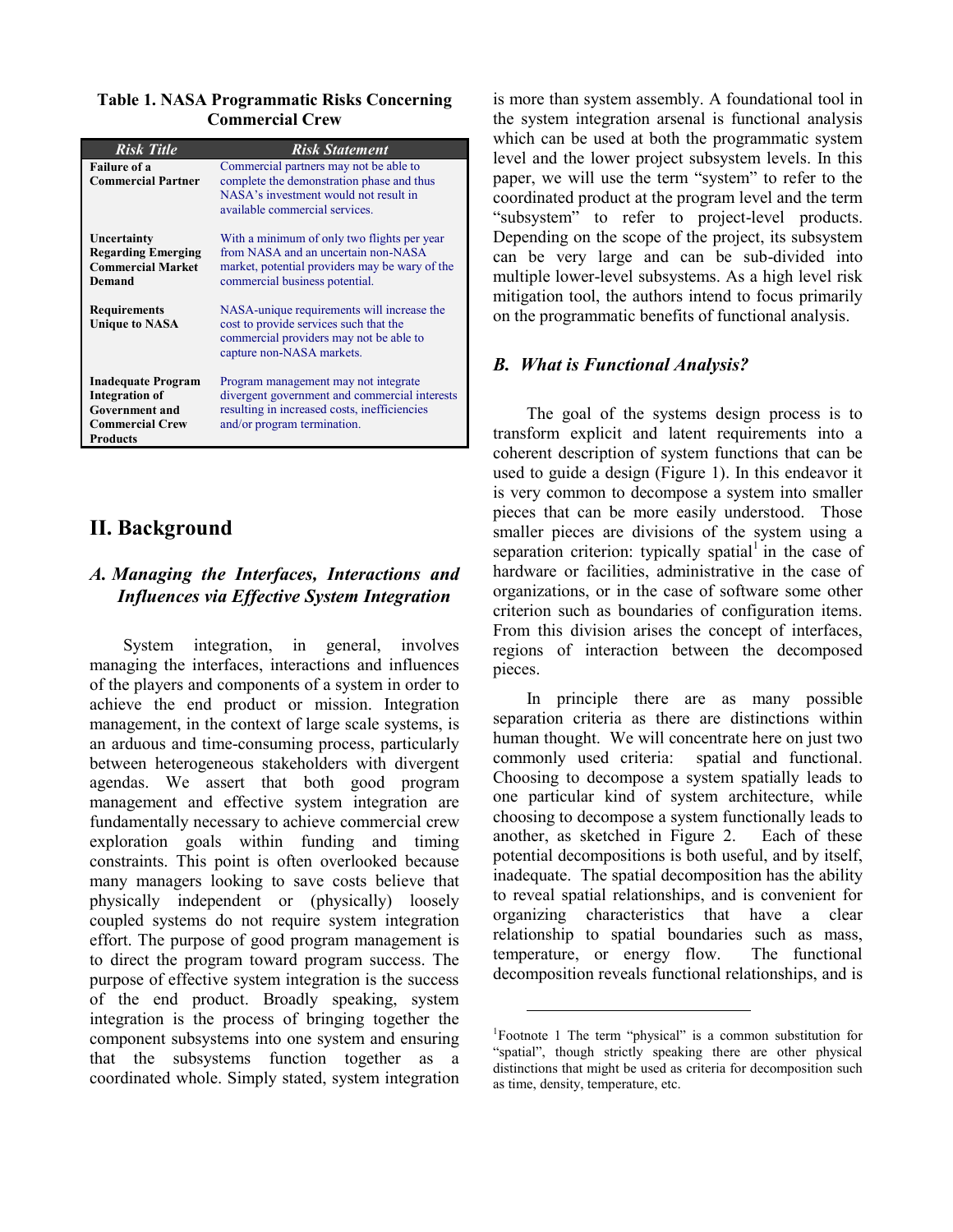**Table 1. NASA Programmatic Risks Concerning Commercial Crew**

| *Risk Title* | *Risk Statement* |
| --- | --- |
| **Failure of a Commercial Partner** | Commercial partners may not be able to complete the demonstration phase and thus NASA's investment would not result in available commercial services. |
| **Uncertainty Regarding Emerging Commercial Market Demand** | With a minimum of only two flights per year from NASA and an uncertain non-NASA market, potential providers may be wary of the commercial business potential. |
| **Requirements Unique to NASA** | NASA-unique requirements will increase the cost to provide services such that the commercial providers may not be able to capture non-NASA markets. |
| **Inadequate Program Integration of Government and Commercial Crew Products** | Program management may not integrate divergent government and commercial interests resulting in increased costs, inefficiencies and/or program termination. |

## II. Background

### *A. Managing the Interfaces, Interactions and Influences via Effective System Integration*

System integration, in general, involves managing the interfaces, interactions and influences of the players and components of a system in order to achieve the end product or mission. Integration management, in the context of large scale systems, is an arduous and time-consuming process, particularly between heterogeneous stakeholders with divergent agendas. We assert that both good program management and effective system integration are fundamentally necessary to achieve commercial crew exploration goals within funding and timing constraints. This point is often overlooked because many managers looking to save costs believe that physically independent or (physically) loosely coupled systems do not require system integration effort. The purpose of good program management is to direct the program toward program success. The purpose of effective system integration is the success of the end product. Broadly speaking, system integration is the process of bringing together the component subsystems into one system and ensuring that the subsystems function together as a coordinated whole. Simply stated, system integration is more than system assembly. A foundational tool in the system integration arsenal is functional analysis which can be used at both the programmatic system level and the lower project subsystem levels. In this paper, we will use the term "system" to refer to the coordinated product at the program level and the term "subsystem" to refer to project-level products. Depending on the scope of the project, its subsystem can be very large and can be sub-divided into multiple lower-level subsystems. As a high level risk mitigation tool, the authors intend to focus primarily on the programmatic benefits of functional analysis.

### *B. What is Functional Analysis?*

The goal of the systems design process is to transform explicit and latent requirements into a coherent description of system functions that can be used to guide a design (Figure 1). In this endeavor it is very common to decompose a system into smaller pieces that can be more easily understood. Those smaller pieces are divisions of the system using a separation criterion: typically spatial[1] in the case of hardware or facilities, administrative in the case of organizations, or in the case of software some other criterion such as boundaries of configuration items. From this division arises the concept of interfaces, regions of interaction between the decomposed pieces.

In principle there are as many possible separation criteria as there are distinctions within human thought. We will concentrate here on just two commonly used criteria: spatial and functional. Choosing to decompose a system spatially leads to one particular kind of system architecture, while choosing to decompose a system functionally leads to another, as sketched in Figure 2. Each of these potential decompositions is both useful, and by itself, inadequate. The spatial decomposition has the ability to reveal spatial relationships, and is convenient for organizing characteristics that have a clear relationship to spatial boundaries such as mass, temperature, or energy flow. The functional decomposition reveals functional relationships, and is

[1]Footnote 1 The term "physical" is a common substitution for "spatial", though strictly speaking there are other physical distinctions that might be used as criteria for decomposition such as time, density, temperature, etc.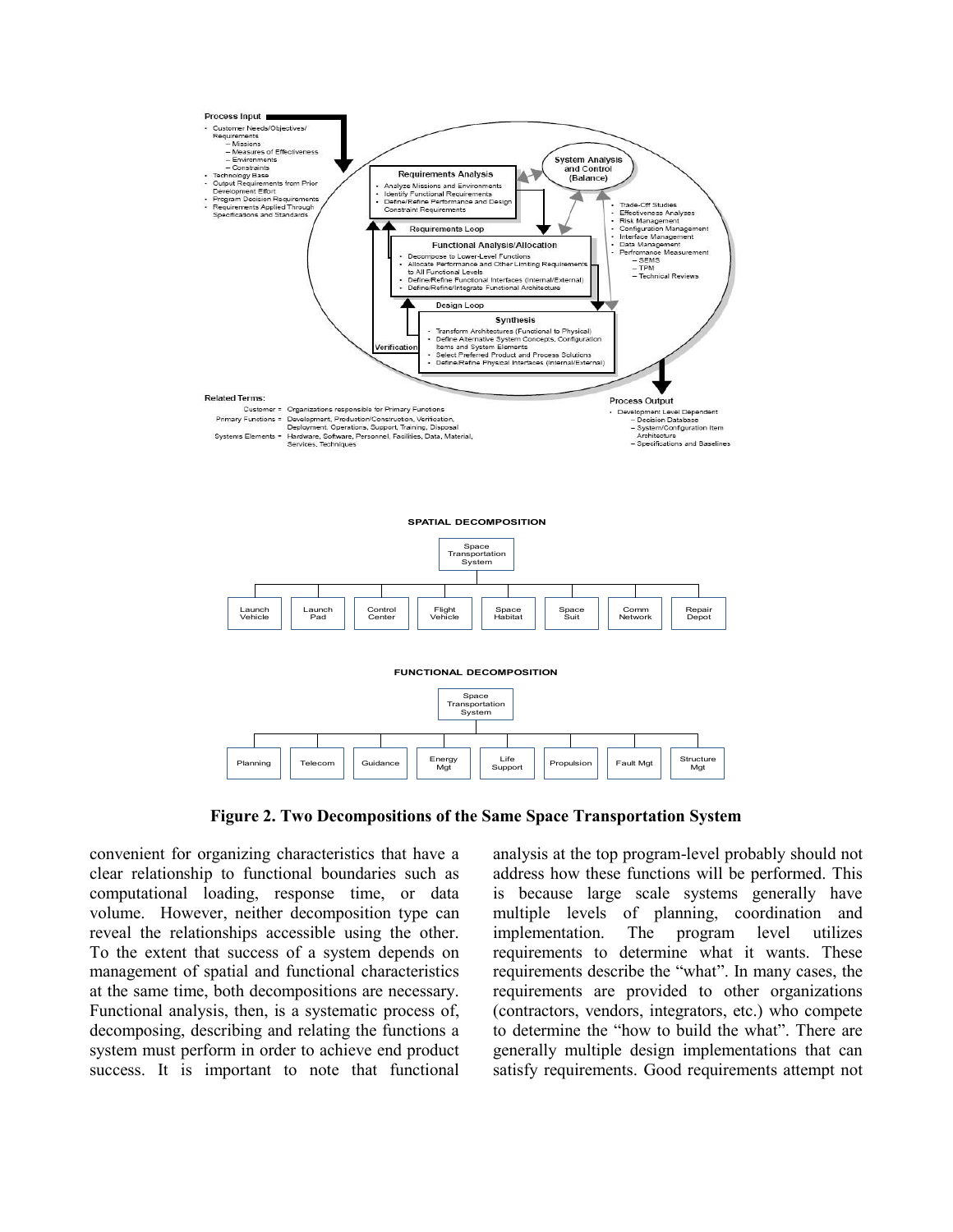**Process Input**

- Customer Needs/Objectives/ Requirements
  - Missions
  - Measures of Effectiveness
  - Environments
  - Constraints
- Technology Base
- Output Requirements from Prior Development Effort
- Program Decision Requirements
- Requirements Applied Through Specifications and Standards

**Requirements Analysis**

- Analyze Missions and Environments
- Identify Functional Requirements
- Define/Refine Performance and Design Constraint Requirements

**System Analysis and Control (Balance)**

- Trade-Off Studies
- Effectiveness Analyses
- Risk Management
- Configuration Management
- Interface Management
- Data Management
- Performance Measurement
  - SEMS
  - TPM
  - Technical Reviews

Requirements Loop

**Functional Analysis/Allocation**

- Decompose to Lower-Level Functions
- Allocate Performance and Other Limiting Requirements to All Functional Levels
- Define/Refine Functional Interfaces (Internal/External)
- Define/Refine/Integrate Functional Architecture

Design Loop

**Synthesis**

- Transform Architectures (Functional to Physical)
- Define Alternative System Concepts, Configuration Items and System Elements
- Select Preferred Product and Process Solutions
- Define/Refine Physical Interfaces (Internal/External)

Verification

**Related Terms:**

Customer = Organizations responsible for Primary Functions

Primary Functions = Development, Production/Construction, Verification, Deployment, Operations, Support, Training, Disposal

Systems Elements = Hardware, Software, Personnel, Facilities, Data, Material, Services, Techniques

**Process Output**

- Development Level Dependent
  - Decision Database
  - System/Configuration Item Architecture
  - Specifications and Baselines

**SPATIAL DECOMPOSITION**

Space Transportation System: Launch Vehicle | Launch Pad | Control Center | Flight Vehicle | Space Habitat | Space Suit | Comm Network | Repair Depot

**FUNCTIONAL DECOMPOSITION**

Space Transportation System: Planning | Telecom | Guidance | Energy Mgt | Life Support | Propulsion | Fault Mgt | Structure Mgt

**Figure 2. Two Decompositions of the Same Space Transportation System**

convenient for organizing characteristics that have a clear relationship to functional boundaries such as computational loading, response time, or data volume. However, neither decomposition type can reveal the relationships accessible using the other. To the extent that success of a system depends on management of spatial and functional characteristics at the same time, both decompositions are necessary. Functional analysis, then, is a systematic process of, decomposing, describing and relating the functions a system must perform in order to achieve end product success. It is important to note that functional analysis at the top program-level probably should not address how these functions will be performed. This is because large scale systems generally have multiple levels of planning, coordination and implementation. The program level utilizes requirements to determine what it wants. These requirements describe the "what". In many cases, the requirements are provided to other organizations (contractors, vendors, integrators, etc.) who compete to determine the "how to build the what". There are generally multiple design implementations that can satisfy requirements. Good requirements attempt not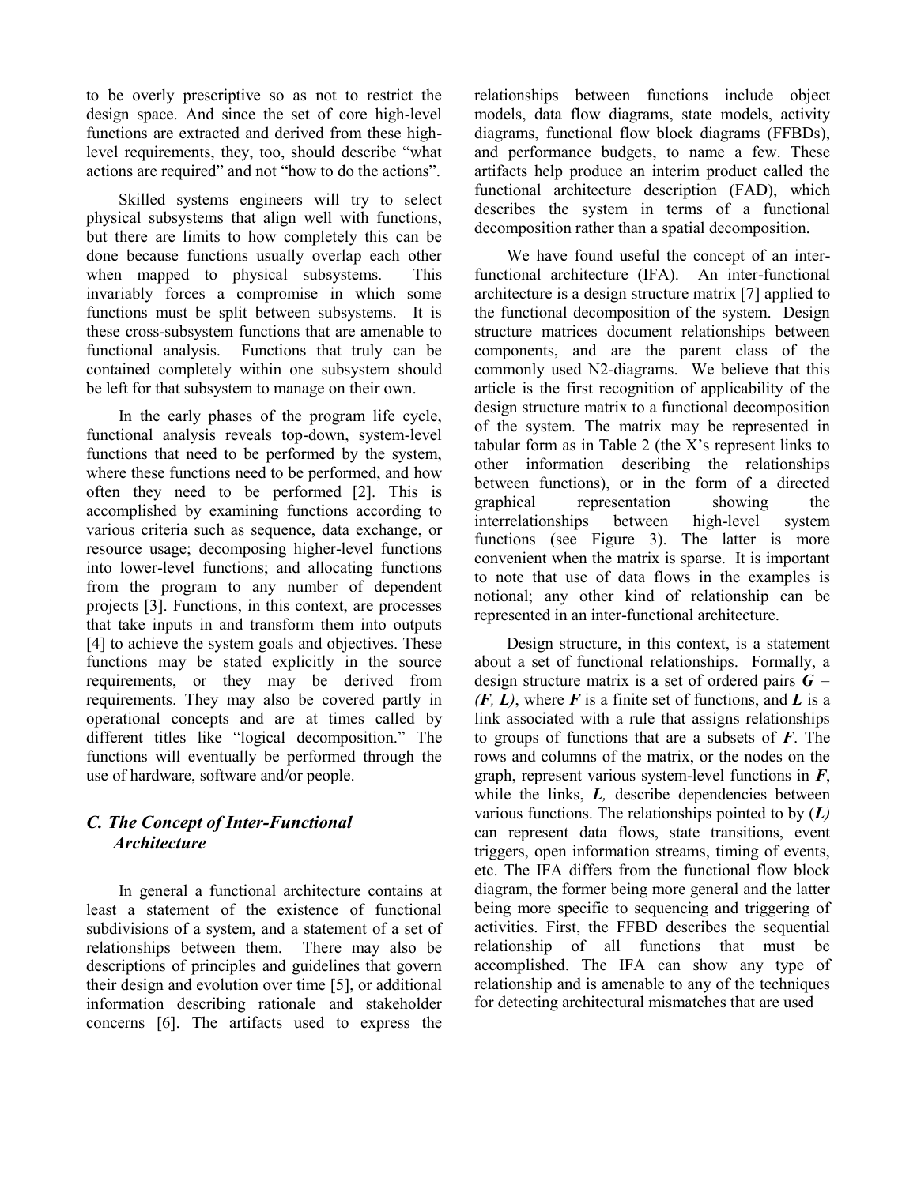to be overly prescriptive so as not to restrict the design space. And since the set of core high-level functions are extracted and derived from these high-level requirements, they, too, should describe "what actions are required" and not "how to do the actions".

Skilled systems engineers will try to select physical subsystems that align well with functions, but there are limits to how completely this can be done because functions usually overlap each other when mapped to physical subsystems. This invariably forces a compromise in which some functions must be split between subsystems. It is these cross-subsystem functions that are amenable to functional analysis. Functions that truly can be contained completely within one subsystem should be left for that subsystem to manage on their own.

In the early phases of the program life cycle, functional analysis reveals top-down, system-level functions that need to be performed by the system, where these functions need to be performed, and how often they need to be performed [2]. This is accomplished by examining functions according to various criteria such as sequence, data exchange, or resource usage; decomposing higher-level functions into lower-level functions; and allocating functions from the program to any number of dependent projects [3]. Functions, in this context, are processes that take inputs in and transform them into outputs [4] to achieve the system goals and objectives. These functions may be stated explicitly in the source requirements, or they may be derived from requirements. They may also be covered partly in operational concepts and are at times called by different titles like "logical decomposition." The functions will eventually be performed through the use of hardware, software and/or people.

### *C. The Concept of Inter-Functional Architecture*

In general a functional architecture contains at least a statement of the existence of functional subdivisions of a system, and a statement of a set of relationships between them. There may also be descriptions of principles and guidelines that govern their design and evolution over time [5], or additional information describing rationale and stakeholder concerns [6]. The artifacts used to express the relationships between functions include object models, data flow diagrams, state models, activity diagrams, functional flow block diagrams (FFBDs), and performance budgets, to name a few. These artifacts help produce an interim product called the functional architecture description (FAD), which describes the system in terms of a functional decomposition rather than a spatial decomposition.

We have found useful the concept of an inter-functional architecture (IFA). An inter-functional architecture is a design structure matrix [7] applied to the functional decomposition of the system. Design structure matrices document relationships between components, and are the parent class of the commonly used N2-diagrams. We believe that this article is the first recognition of applicability of the design structure matrix to a functional decomposition of the system. The matrix may be represented in tabular form as in Table 2 (the X's represent links to other information describing the relationships between functions), or in the form of a directed graphical representation showing the interrelationships between high-level system functions (see Figure 3). The latter is more convenient when the matrix is sparse. It is important to note that use of data flows in the examples is notional; any other kind of relationship can be represented in an inter-functional architecture.

Design structure, in this context, is a statement about a set of functional relationships. Formally, a design structure matrix is a set of ordered pairs $\boldsymbol{G} = (\boldsymbol{F}, \boldsymbol{L})$, where $\boldsymbol{F}$ is a finite set of functions, and $\boldsymbol{L}$ is a link associated with a rule that assigns relationships to groups of functions that are a subsets of $\boldsymbol{F}$. The rows and columns of the matrix, or the nodes on the graph, represent various system-level functions in $\boldsymbol{F}$, while the links, $\boldsymbol{L}$, describe dependencies between various functions. The relationships pointed to by ($\boldsymbol{L}$) can represent data flows, state transitions, event triggers, open information streams, timing of events, etc. The IFA differs from the functional flow block diagram, the former being more general and the latter being more specific to sequencing and triggering of activities. First, the FFBD describes the sequential relationship of all functions that must be accomplished. The IFA can show any type of relationship and is amenable to any of the techniques for detecting architectural mismatches that are used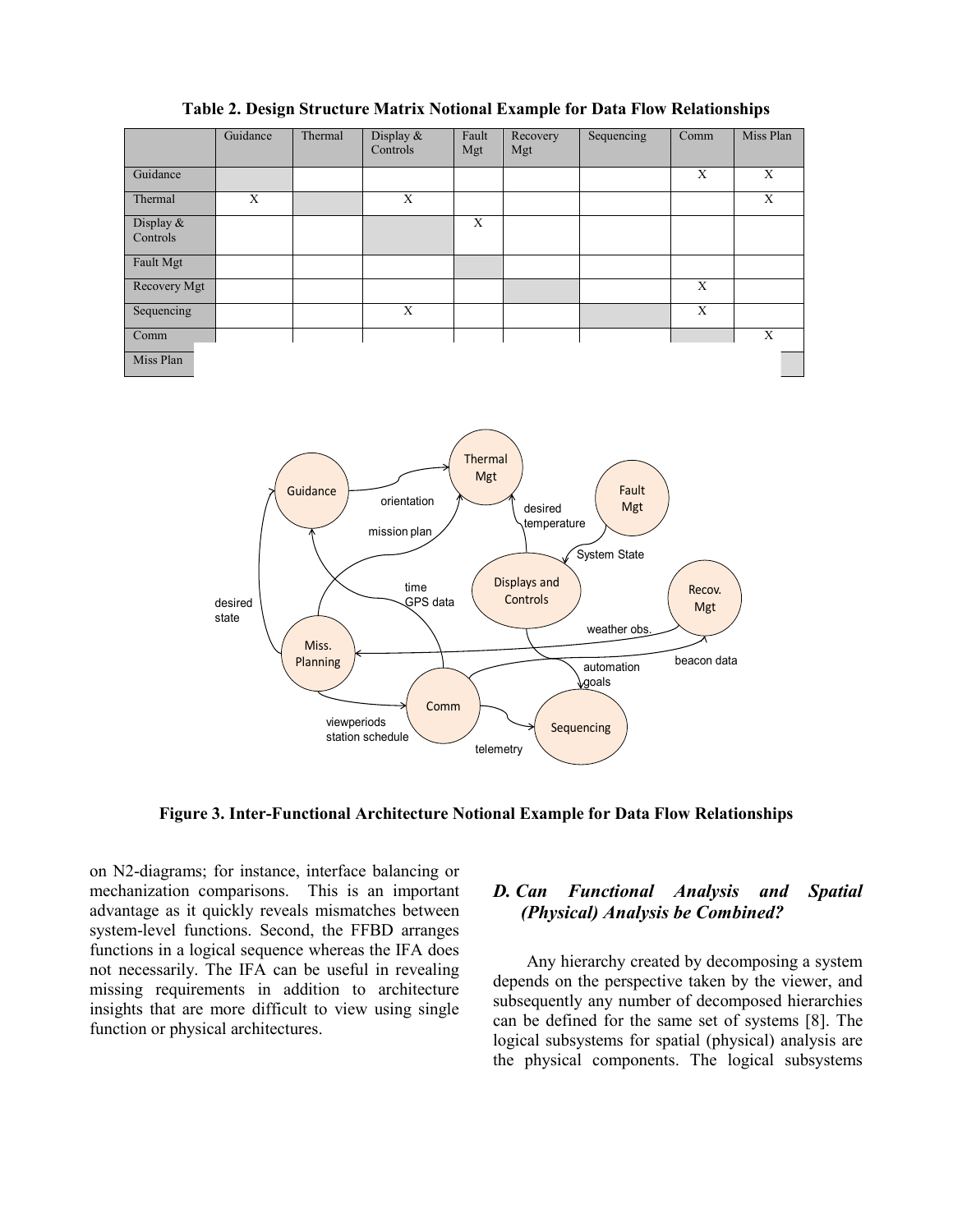**Table 2. Design Structure Matrix Notional Example for Data Flow Relationships**

| | Guidance | Thermal | Display & Controls | Fault Mgt | Recovery Mgt | Sequencing | Comm | Miss Plan |
|---|---|---|---|---|---|---|---|---|
| Guidance | | | | | | | X | X |
| Thermal | X | | X | | | | | X |
| Display & Controls | | | | X | | | | |
| Fault Mgt | | | | | | | | |
| Recovery Mgt | | | | | | | X | |
| Sequencing | | | X | | | | X | |
| Comm | | | | | | | | X |
| Miss Plan | | | | | | | | |

**Figure 3. Inter-Functional Architecture Notional Example for Data Flow Relationships**

on N2-diagrams; for instance, interface balancing or mechanization comparisons. This is an important advantage as it quickly reveals mismatches between system-level functions. Second, the FFBD arranges functions in a logical sequence whereas the IFA does not necessarily. The IFA can be useful in revealing missing requirements in addition to architecture insights that are more difficult to view using single function or physical architectures.

### *D. Can Functional Analysis and Spatial (Physical) Analysis be Combined?*

Any hierarchy created by decomposing a system depends on the perspective taken by the viewer, and subsequently any number of decomposed hierarchies can be defined for the same set of systems [8]. The logical subsystems for spatial (physical) analysis are the physical components. The logical subsystems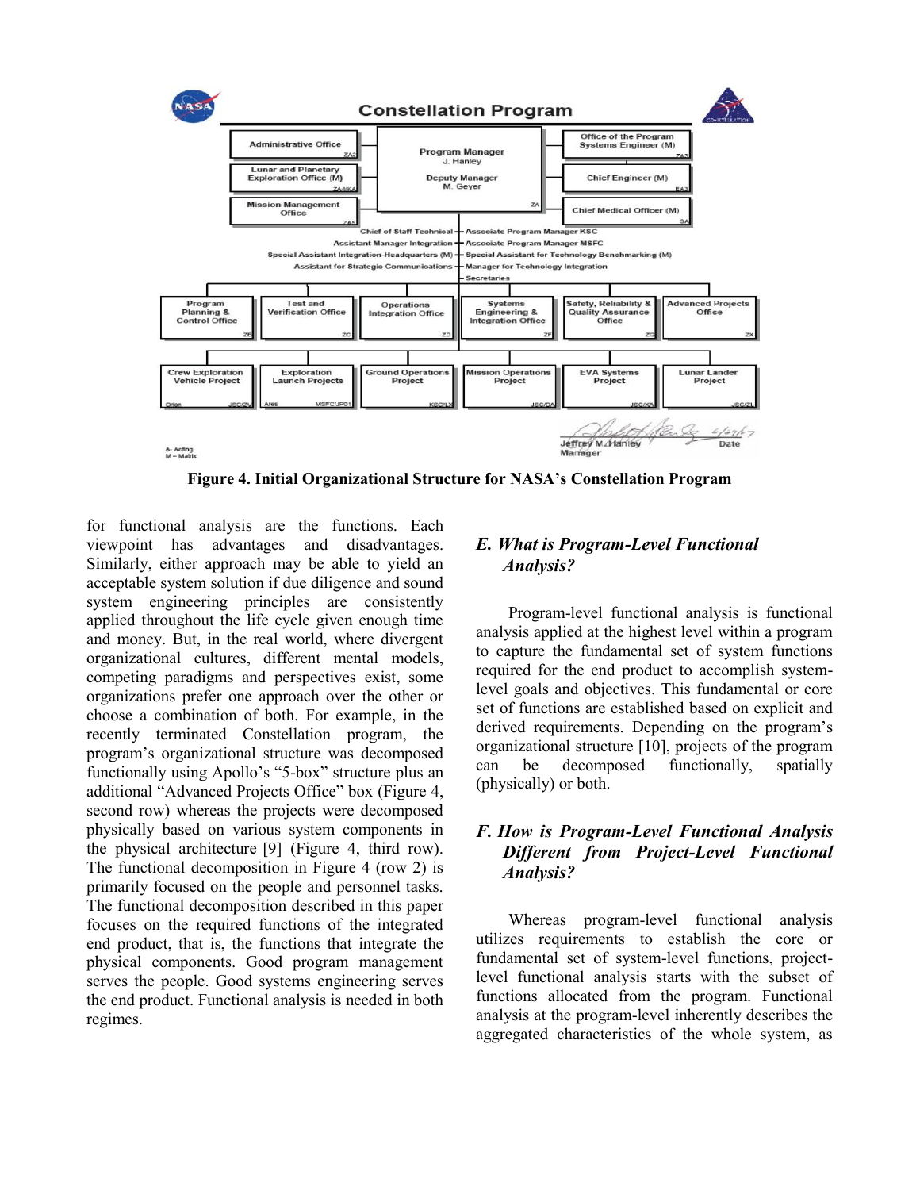Figure 4. Initial Organizational Structure for NASA's Constellation Program

for functional analysis are the functions. Each viewpoint has advantages and disadvantages. Similarly, either approach may be able to yield an acceptable system solution if due diligence and sound system engineering principles are consistently applied throughout the life cycle given enough time and money. But, in the real world, where divergent organizational cultures, different mental models, competing paradigms and perspectives exist, some organizations prefer one approach over the other or choose a combination of both. For example, in the recently terminated Constellation program, the program's organizational structure was decomposed functionally using Apollo's "5-box" structure plus an additional "Advanced Projects Office" box (Figure 4, second row) whereas the projects were decomposed physically based on various system components in the physical architecture [9] (Figure 4, third row). The functional decomposition in Figure 4 (row 2) is primarily focused on the people and personnel tasks. The functional decomposition described in this paper focuses on the required functions of the integrated end product, that is, the functions that integrate the physical components. Good program management serves the people. Good systems engineering serves the end product. Functional analysis is needed in both regimes.

### *E. What is Program-Level Functional Analysis?*

Program-level functional analysis is functional analysis applied at the highest level within a program to capture the fundamental set of system functions required for the end product to accomplish system-level goals and objectives. This fundamental or core set of functions are established based on explicit and derived requirements. Depending on the program's organizational structure [10], projects of the program can be decomposed functionally, spatially (physically) or both.

### *F. How is Program-Level Functional Analysis Different from Project-Level Functional Analysis?*

Whereas program-level functional analysis utilizes requirements to establish the core or fundamental set of system-level functions, project-level functional analysis starts with the subset of functions allocated from the program. Functional analysis at the program-level inherently describes the aggregated characteristics of the whole system, as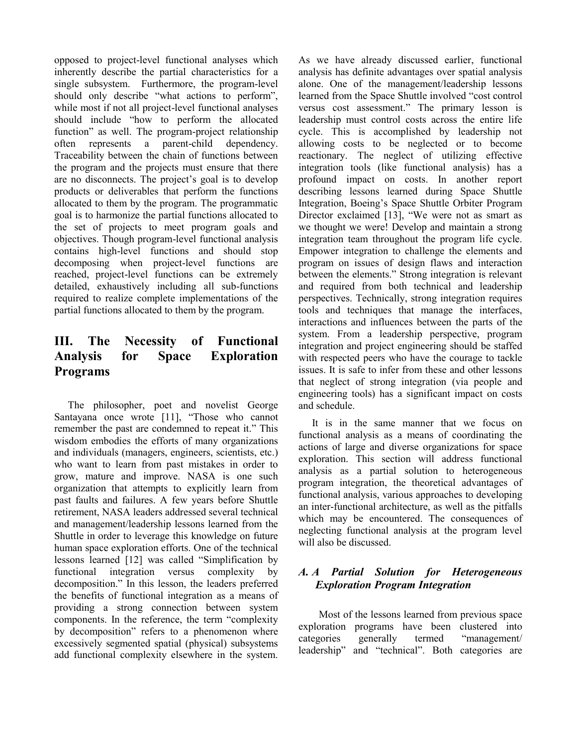opposed to project-level functional analyses which inherently describe the partial characteristics for a single subsystem. Furthermore, the program-level should only describe "what actions to perform", while most if not all project-level functional analyses should include "how to perform the allocated function" as well. The program-project relationship often represents a parent-child dependency. Traceability between the chain of functions between the program and the projects must ensure that there are no disconnects. The project's goal is to develop products or deliverables that perform the functions allocated to them by the program. The programmatic goal is to harmonize the partial functions allocated to the set of projects to meet program goals and objectives. Though program-level functional analysis contains high-level functions and should stop decomposing when project-level functions are reached, project-level functions can be extremely detailed, exhaustively including all sub-functions required to realize complete implementations of the partial functions allocated to them by the program.

# III. The Necessity of Functional Analysis for Space Exploration Programs

The philosopher, poet and novelist George Santayana once wrote [11], "Those who cannot remember the past are condemned to repeat it." This wisdom embodies the efforts of many organizations and individuals (managers, engineers, scientists, etc.) who want to learn from past mistakes in order to grow, mature and improve. NASA is one such organization that attempts to explicitly learn from past faults and failures. A few years before Shuttle retirement, NASA leaders addressed several technical and management/leadership lessons learned from the Shuttle in order to leverage this knowledge on future human space exploration efforts. One of the technical lessons learned [12] was called "Simplification by functional integration versus complexity by decomposition." In this lesson, the leaders preferred the benefits of functional integration as a means of providing a strong connection between system components. In the reference, the term "complexity by decomposition" refers to a phenomenon where excessively segmented spatial (physical) subsystems add functional complexity elsewhere in the system. As we have already discussed earlier, functional analysis has definite advantages over spatial analysis alone. One of the management/leadership lessons learned from the Space Shuttle involved "cost control versus cost assessment." The primary lesson is leadership must control costs across the entire life cycle. This is accomplished by leadership not allowing costs to be neglected or to become reactionary. The neglect of utilizing effective integration tools (like functional analysis) has a profound impact on costs. In another report describing lessons learned during Space Shuttle Integration, Boeing's Space Shuttle Orbiter Program Director exclaimed [13], "We were not as smart as we thought we were! Develop and maintain a strong integration team throughout the program life cycle. Empower integration to challenge the elements and program on issues of design flaws and interaction between the elements." Strong integration is relevant and required from both technical and leadership perspectives. Technically, strong integration requires tools and techniques that manage the interfaces, interactions and influences between the parts of the system. From a leadership perspective, program integration and project engineering should be staffed with respected peers who have the courage to tackle issues. It is safe to infer from these and other lessons that neglect of strong integration (via people and engineering tools) has a significant impact on costs and schedule.

It is in the same manner that we focus on functional analysis as a means of coordinating the actions of large and diverse organizations for space exploration. This section will address functional analysis as a partial solution to heterogeneous program integration, the theoretical advantages of functional analysis, various approaches to developing an inter-functional architecture, as well as the pitfalls which may be encountered. The consequences of neglecting functional analysis at the program level will also be discussed.

## *A. A Partial Solution for Heterogeneous Exploration Program Integration*

Most of the lessons learned from previous space exploration programs have been clustered into categories generally termed "management/ leadership" and "technical". Both categories are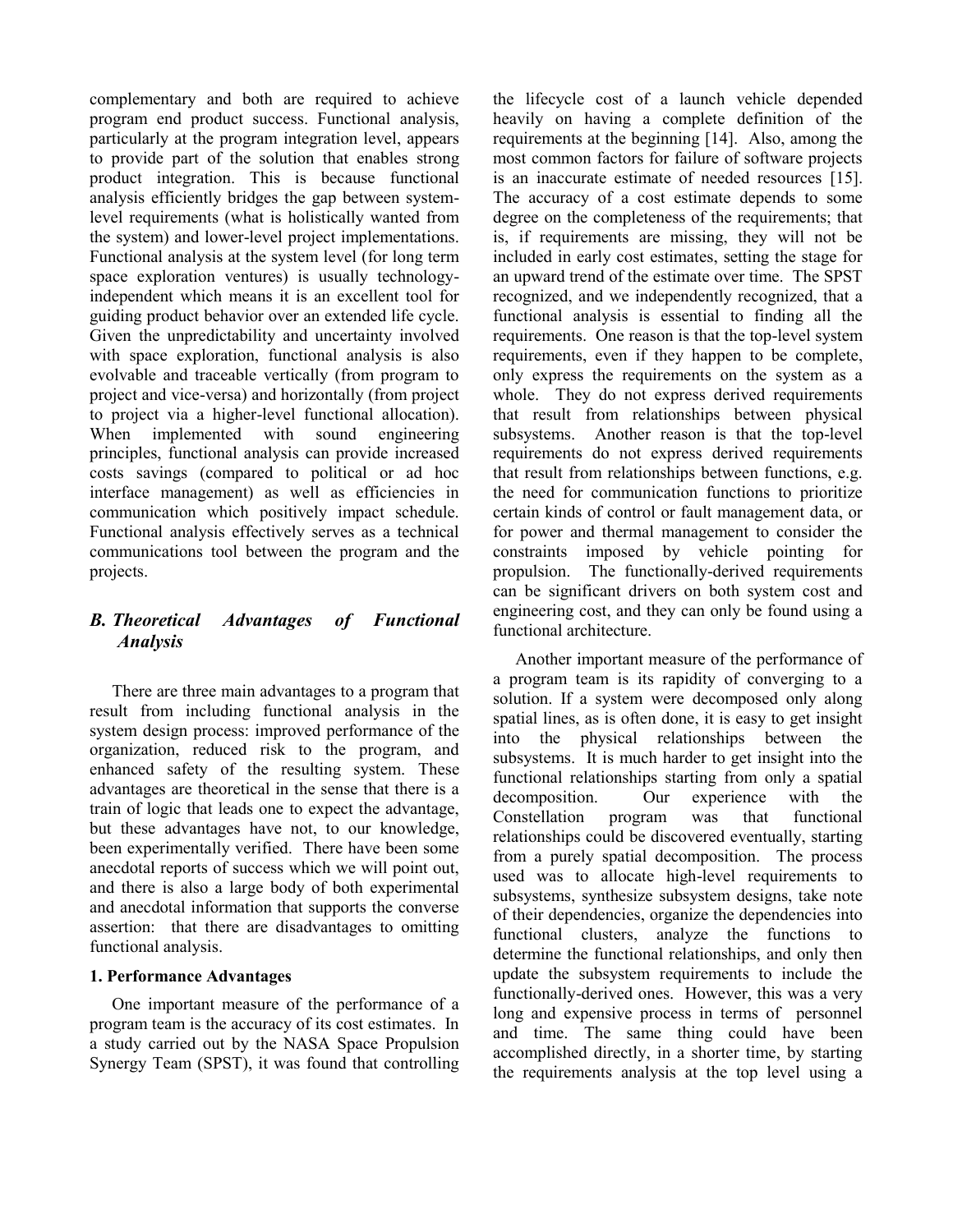complementary and both are required to achieve program end product success. Functional analysis, particularly at the program integration level, appears to provide part of the solution that enables strong product integration. This is because functional analysis efficiently bridges the gap between system-level requirements (what is holistically wanted from the system) and lower-level project implementations. Functional analysis at the system level (for long term space exploration ventures) is usually technology-independent which means it is an excellent tool for guiding product behavior over an extended life cycle. Given the unpredictability and uncertainty involved with space exploration, functional analysis is also evolvable and traceable vertically (from program to project and vice-versa) and horizontally (from project to project via a higher-level functional allocation). When implemented with sound engineering principles, functional analysis can provide increased costs savings (compared to political or ad hoc interface management) as well as efficiencies in communication which positively impact schedule. Functional analysis effectively serves as a technical communications tool between the program and the projects.

### *B. Theoretical Advantages of Functional Analysis*

There are three main advantages to a program that result from including functional analysis in the system design process: improved performance of the organization, reduced risk to the program, and enhanced safety of the resulting system. These advantages are theoretical in the sense that there is a train of logic that leads one to expect the advantage, but these advantages have not, to our knowledge, been experimentally verified. There have been some anecdotal reports of success which we will point out, and there is also a large body of both experimental and anecdotal information that supports the converse assertion: that there are disadvantages to omitting functional analysis.

#### 1. Performance Advantages

One important measure of the performance of a program team is the accuracy of its cost estimates. In a study carried out by the NASA Space Propulsion Synergy Team (SPST), it was found that controlling the lifecycle cost of a launch vehicle depended heavily on having a complete definition of the requirements at the beginning [14]. Also, among the most common factors for failure of software projects is an inaccurate estimate of needed resources [15]. The accuracy of a cost estimate depends to some degree on the completeness of the requirements; that is, if requirements are missing, they will not be included in early cost estimates, setting the stage for an upward trend of the estimate over time. The SPST recognized, and we independently recognized, that a functional analysis is essential to finding all the requirements. One reason is that the top-level system requirements, even if they happen to be complete, only express the requirements on the system as a whole. They do not express derived requirements that result from relationships between physical subsystems. Another reason is that the top-level requirements do not express derived requirements that result from relationships between functions, e.g. the need for communication functions to prioritize certain kinds of control or fault management data, or for power and thermal management to consider the constraints imposed by vehicle pointing for propulsion. The functionally-derived requirements can be significant drivers on both system cost and engineering cost, and they can only be found using a functional architecture.

Another important measure of the performance of a program team is its rapidity of converging to a solution. If a system were decomposed only along spatial lines, as is often done, it is easy to get insight into the physical relationships between the subsystems. It is much harder to get insight into the functional relationships starting from only a spatial decomposition. Our experience with the Constellation program was that functional relationships could be discovered eventually, starting from a purely spatial decomposition. The process used was to allocate high-level requirements to subsystems, synthesize subsystem designs, take note of their dependencies, organize the dependencies into functional clusters, analyze the functions to determine the functional relationships, and only then update the subsystem requirements to include the functionally-derived ones. However, this was a very long and expensive process in terms of personnel and time. The same thing could have been accomplished directly, in a shorter time, by starting the requirements analysis at the top level using a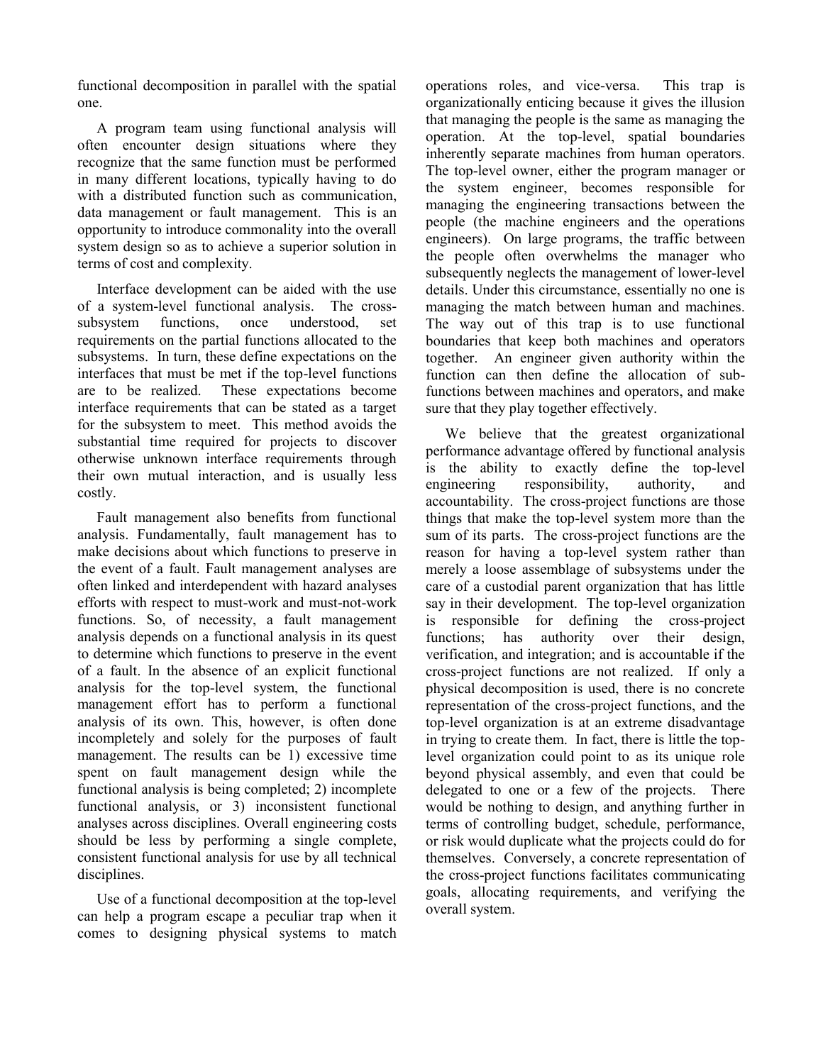functional decomposition in parallel with the spatial one.

A program team using functional analysis will often encounter design situations where they recognize that the same function must be performed in many different locations, typically having to do with a distributed function such as communication, data management or fault management. This is an opportunity to introduce commonality into the overall system design so as to achieve a superior solution in terms of cost and complexity.

Interface development can be aided with the use of a system-level functional analysis. The cross-subsystem functions, once understood, set requirements on the partial functions allocated to the subsystems. In turn, these define expectations on the interfaces that must be met if the top-level functions are to be realized. These expectations become interface requirements that can be stated as a target for the subsystem to meet. This method avoids the substantial time required for projects to discover otherwise unknown interface requirements through their own mutual interaction, and is usually less costly.

Fault management also benefits from functional analysis. Fundamentally, fault management has to make decisions about which functions to preserve in the event of a fault. Fault management analyses are often linked and interdependent with hazard analyses efforts with respect to must-work and must-not-work functions. So, of necessity, a fault management analysis depends on a functional analysis in its quest to determine which functions to preserve in the event of a fault. In the absence of an explicit functional analysis for the top-level system, the functional management effort has to perform a functional analysis of its own. This, however, is often done incompletely and solely for the purposes of fault management. The results can be 1) excessive time spent on fault management design while the functional analysis is being completed; 2) incomplete functional analysis, or 3) inconsistent functional analyses across disciplines. Overall engineering costs should be less by performing a single complete, consistent functional analysis for use by all technical disciplines.

Use of a functional decomposition at the top-level can help a program escape a peculiar trap when it comes to designing physical systems to match operations roles, and vice-versa. This trap is organizationally enticing because it gives the illusion that managing the people is the same as managing the operation. At the top-level, spatial boundaries inherently separate machines from human operators. The top-level owner, either the program manager or the system engineer, becomes responsible for managing the engineering transactions between the people (the machine engineers and the operations engineers). On large programs, the traffic between the people often overwhelms the manager who subsequently neglects the management of lower-level details. Under this circumstance, essentially no one is managing the match between human and machines. The way out of this trap is to use functional boundaries that keep both machines and operators together. An engineer given authority within the function can then define the allocation of sub-functions between machines and operators, and make sure that they play together effectively.

We believe that the greatest organizational performance advantage offered by functional analysis is the ability to exactly define the top-level engineering responsibility, authority, and accountability. The cross-project functions are those things that make the top-level system more than the sum of its parts. The cross-project functions are the reason for having a top-level system rather than merely a loose assemblage of subsystems under the care of a custodial parent organization that has little say in their development. The top-level organization is responsible for defining the cross-project functions; has authority over their design, verification, and integration; and is accountable if the cross-project functions are not realized. If only a physical decomposition is used, there is no concrete representation of the cross-project functions, and the top-level organization is at an extreme disadvantage in trying to create them. In fact, there is little the top-level organization could point to as its unique role beyond physical assembly, and even that could be delegated to one or a few of the projects. There would be nothing to design, and anything further in terms of controlling budget, schedule, performance, or risk would duplicate what the projects could do for themselves. Conversely, a concrete representation of the cross-project functions facilitates communicating goals, allocating requirements, and verifying the overall system.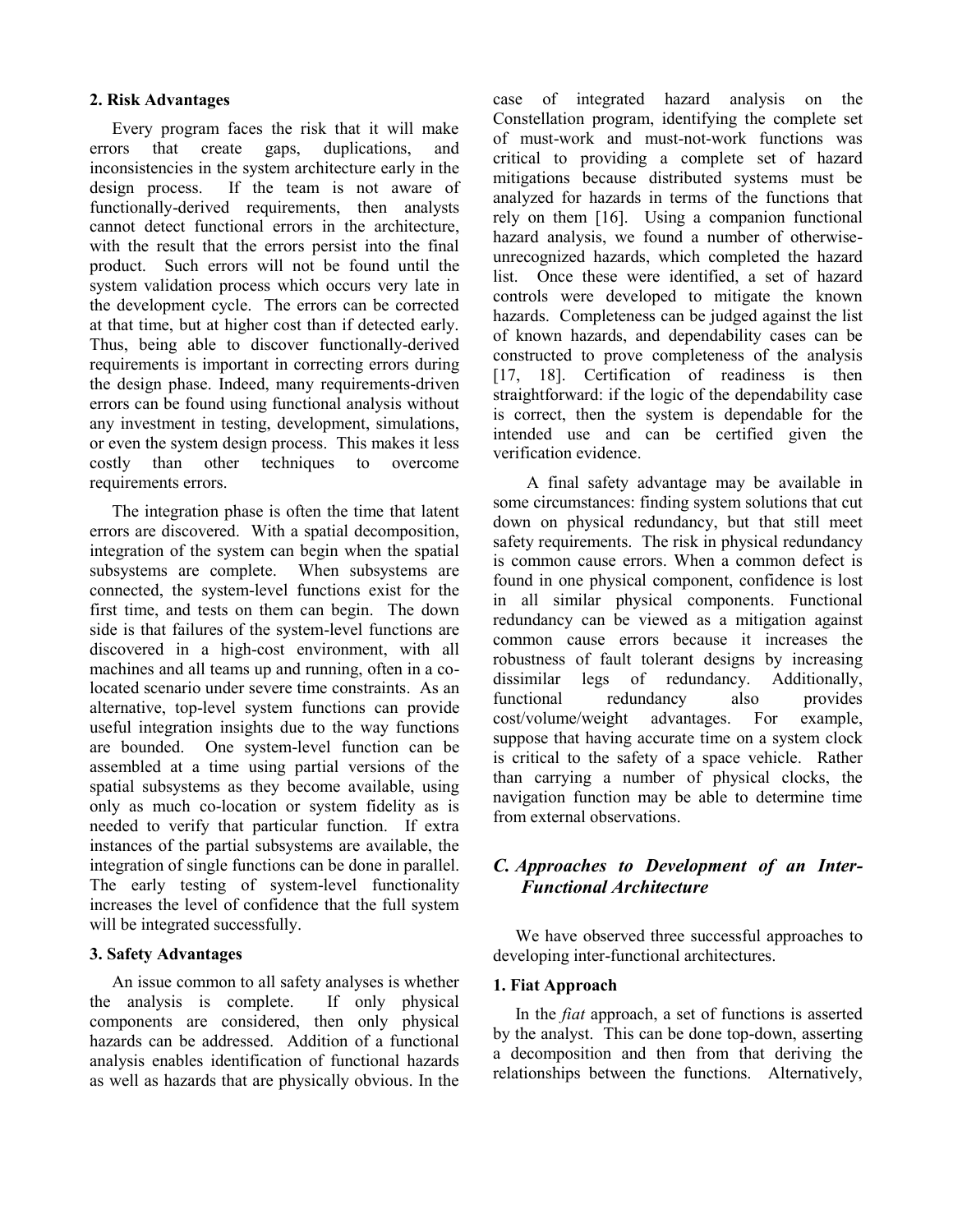### 2. Risk Advantages

Every program faces the risk that it will make errors that create gaps, duplications, and inconsistencies in the system architecture early in the design process. If the team is not aware of functionally-derived requirements, then analysts cannot detect functional errors in the architecture, with the result that the errors persist into the final product. Such errors will not be found until the system validation process which occurs very late in the development cycle. The errors can be corrected at that time, but at higher cost than if detected early. Thus, being able to discover functionally-derived requirements is important in correcting errors during the design phase. Indeed, many requirements-driven errors can be found using functional analysis without any investment in testing, development, simulations, or even the system design process. This makes it less costly than other techniques to overcome requirements errors.

The integration phase is often the time that latent errors are discovered. With a spatial decomposition, integration of the system can begin when the spatial subsystems are complete. When subsystems are connected, the system-level functions exist for the first time, and tests on them can begin. The down side is that failures of the system-level functions are discovered in a high-cost environment, with all machines and all teams up and running, often in a co-located scenario under severe time constraints. As an alternative, top-level system functions can provide useful integration insights due to the way functions are bounded. One system-level function can be assembled at a time using partial versions of the spatial subsystems as they become available, using only as much co-location or system fidelity as is needed to verify that particular function. If extra instances of the partial subsystems are available, the integration of single functions can be done in parallel. The early testing of system-level functionality increases the level of confidence that the full system will be integrated successfully.

### 3. Safety Advantages

An issue common to all safety analyses is whether the analysis is complete. If only physical components are considered, then only physical hazards can be addressed. Addition of a functional analysis enables identification of functional hazards as well as hazards that are physically obvious. In the case of integrated hazard analysis on the Constellation program, identifying the complete set of must-work and must-not-work functions was critical to providing a complete set of hazard mitigations because distributed systems must be analyzed for hazards in terms of the functions that rely on them [16]. Using a companion functional hazard analysis, we found a number of otherwise-unrecognized hazards, which completed the hazard list. Once these were identified, a set of hazard controls were developed to mitigate the known hazards. Completeness can be judged against the list of known hazards, and dependability cases can be constructed to prove completeness of the analysis [17, 18]. Certification of readiness is then straightforward: if the logic of the dependability case is correct, then the system is dependable for the intended use and can be certified given the verification evidence.

A final safety advantage may be available in some circumstances: finding system solutions that cut down on physical redundancy, but that still meet safety requirements. The risk in physical redundancy is common cause errors. When a common defect is found in one physical component, confidence is lost in all similar physical components. Functional redundancy can be viewed as a mitigation against common cause errors because it increases the robustness of fault tolerant designs by increasing dissimilar legs of redundancy. Additionally, functional redundancy also provides cost/volume/weight advantages. For example, suppose that having accurate time on a system clock is critical to the safety of a space vehicle. Rather than carrying a number of physical clocks, the navigation function may be able to determine time from external observations.

## *C. Approaches to Development of an Inter-Functional Architecture*

We have observed three successful approaches to developing inter-functional architectures.

### 1. Fiat Approach

In the *fiat* approach, a set of functions is asserted by the analyst. This can be done top-down, asserting a decomposition and then from that deriving the relationships between the functions. Alternatively,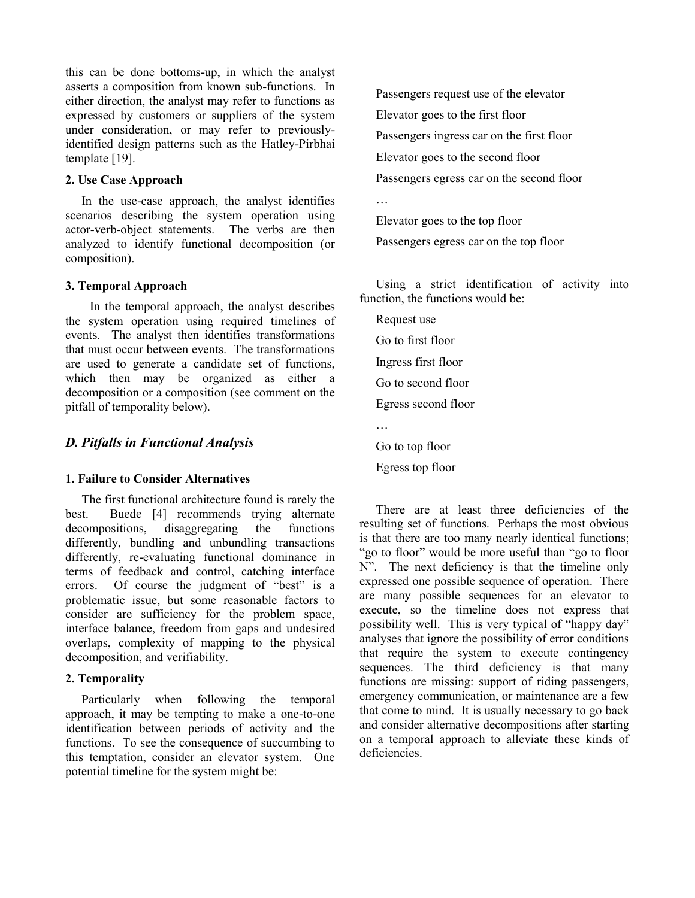this can be done bottoms-up, in which the analyst asserts a composition from known sub-functions. In either direction, the analyst may refer to functions as expressed by customers or suppliers of the system under consideration, or may refer to previously-identified design patterns such as the Hatley-Pirbhai template [19].

#### 2. Use Case Approach

In the use-case approach, the analyst identifies scenarios describing the system operation using actor-verb-object statements. The verbs are then analyzed to identify functional decomposition (or composition).

#### 3. Temporal Approach

In the temporal approach, the analyst describes the system operation using required timelines of events. The analyst then identifies transformations that must occur between events. The transformations are used to generate a candidate set of functions, which then may be organized as either a decomposition or a composition (see comment on the pitfall of temporality below).

### *D. Pitfalls in Functional Analysis*

#### 1. Failure to Consider Alternatives

The first functional architecture found is rarely the best. Buede [4] recommends trying alternate decompositions, disaggregating the functions differently, bundling and unbundling transactions differently, re-evaluating functional dominance in terms of feedback and control, catching interface errors. Of course the judgment of "best" is a problematic issue, but some reasonable factors to consider are sufficiency for the problem space, interface balance, freedom from gaps and undesired overlaps, complexity of mapping to the physical decomposition, and verifiability.

#### 2. Temporality

Particularly when following the temporal approach, it may be tempting to make a one-to-one identification between periods of activity and the functions. To see the consequence of succumbing to this temptation, consider an elevator system. One potential timeline for the system might be:

Passengers request use of the elevator

Elevator goes to the first floor

Passengers ingress car on the first floor

Elevator goes to the second floor

Passengers egress car on the second floor

…

Elevator goes to the top floor

Passengers egress car on the top floor

Using a strict identification of activity into function, the functions would be:

Request use

Go to first floor

Ingress first floor

Go to second floor

Egress second floor

…

Go to top floor

Egress top floor

There are at least three deficiencies of the resulting set of functions. Perhaps the most obvious is that there are too many nearly identical functions; "go to floor" would be more useful than "go to floor N". The next deficiency is that the timeline only expressed one possible sequence of operation. There are many possible sequences for an elevator to execute, so the timeline does not express that possibility well. This is very typical of "happy day" analyses that ignore the possibility of error conditions that require the system to execute contingency sequences. The third deficiency is that many functions are missing: support of riding passengers, emergency communication, or maintenance are a few that come to mind. It is usually necessary to go back and consider alternative decompositions after starting on a temporal approach to alleviate these kinds of deficiencies.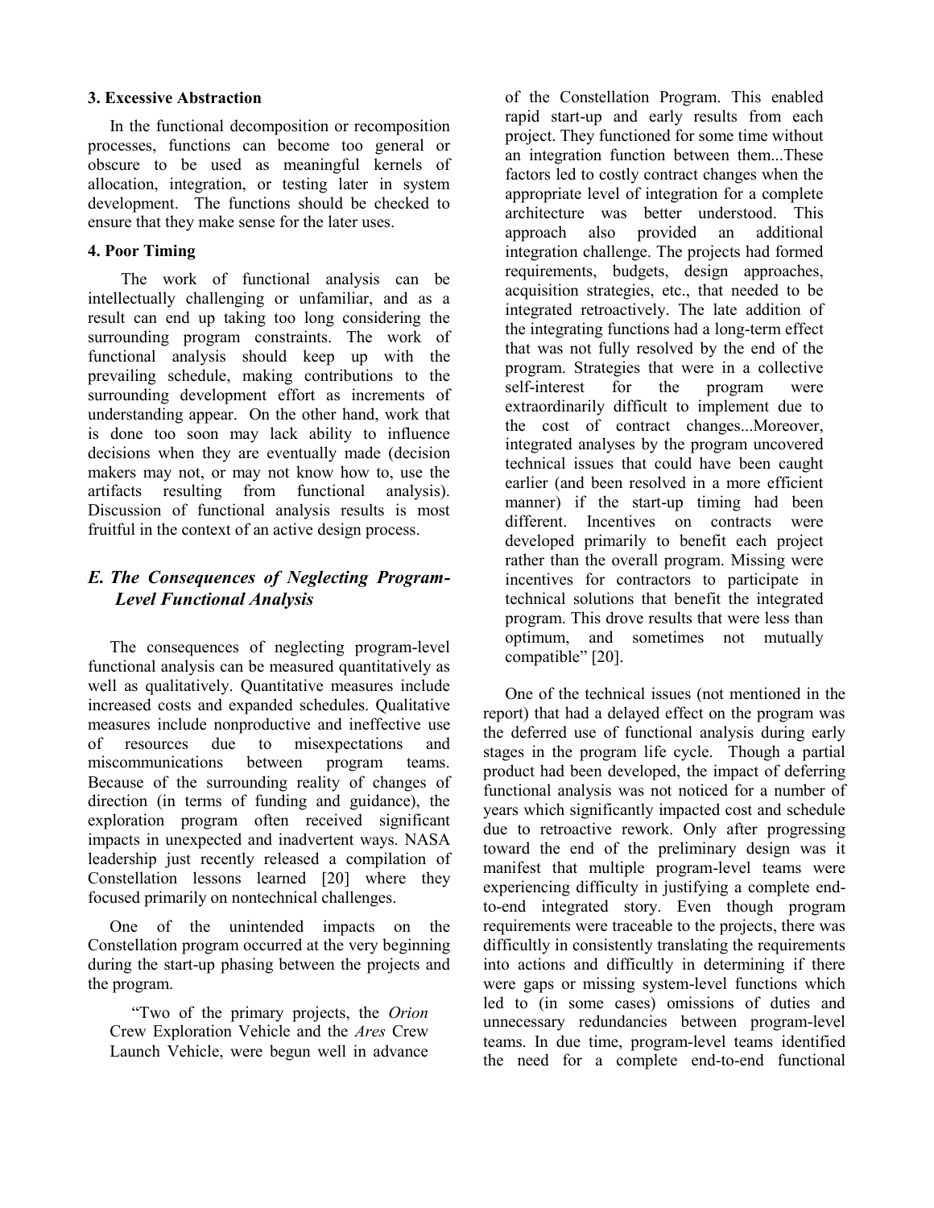**3. Excessive Abstraction**

In the functional decomposition or recomposition processes, functions can become too general or obscure to be used as meaningful kernels of allocation, integration, or testing later in system development. The functions should be checked to ensure that they make sense for the later uses.

**4. Poor Timing**

The work of functional analysis can be intellectually challenging or unfamiliar, and as a result can end up taking too long considering the surrounding program constraints. The work of functional analysis should keep up with the prevailing schedule, making contributions to the surrounding development effort as increments of understanding appear. On the other hand, work that is done too soon may lack ability to influence decisions when they are eventually made (decision makers may not, or may not know how to, use the artifacts resulting from functional analysis). Discussion of functional analysis results is most fruitful in the context of an active design process.

### *E. The Consequences of Neglecting Program-Level Functional Analysis*

The consequences of neglecting program-level functional analysis can be measured quantitatively as well as qualitatively. Quantitative measures include increased costs and expanded schedules. Qualitative measures include nonproductive and ineffective use of resources due to misexpectations and miscommunications between program teams. Because of the surrounding reality of changes of direction (in terms of funding and guidance), the exploration program often received significant impacts in unexpected and inadvertent ways. NASA leadership just recently released a compilation of Constellation lessons learned [20] where they focused primarily on nontechnical challenges.

One of the unintended impacts on the Constellation program occurred at the very beginning during the start-up phasing between the projects and the program.

> "Two of the primary projects, the *Orion* Crew Exploration Vehicle and the *Ares* Crew Launch Vehicle, were begun well in advance of the Constellation Program. This enabled rapid start-up and early results from each project. They functioned for some time without an integration function between them...These factors led to costly contract changes when the appropriate level of integration for a complete architecture was better understood. This approach also provided an additional integration challenge. The projects had formed requirements, budgets, design approaches, acquisition strategies, etc., that needed to be integrated retroactively. The late addition of the integrating functions had a long-term effect that was not fully resolved by the end of the program. Strategies that were in a collective self-interest for the program were extraordinarily difficult to implement due to the cost of contract changes...Moreover, integrated analyses by the program uncovered technical issues that could have been caught earlier (and been resolved in a more efficient manner) if the start-up timing had been different. Incentives on contracts were developed primarily to benefit each project rather than the overall program. Missing were incentives for contractors to participate in technical solutions that benefit the integrated program. This drove results that were less than optimum, and sometimes not mutually compatible" [20].

One of the technical issues (not mentioned in the report) that had a delayed effect on the program was the deferred use of functional analysis during early stages in the program life cycle. Though a partial product had been developed, the impact of deferring functional analysis was not noticed for a number of years which significantly impacted cost and schedule due to retroactive rework. Only after progressing toward the end of the preliminary design was it manifest that multiple program-level teams were experiencing difficulty in justifying a complete end-to-end integrated story. Even though program requirements were traceable to the projects, there was difficultly in consistently translating the requirements into actions and difficultly in determining if there were gaps or missing system-level functions which led to (in some cases) omissions of duties and unnecessary redundancies between program-level teams. In due time, program-level teams identified the need for a complete end-to-end functional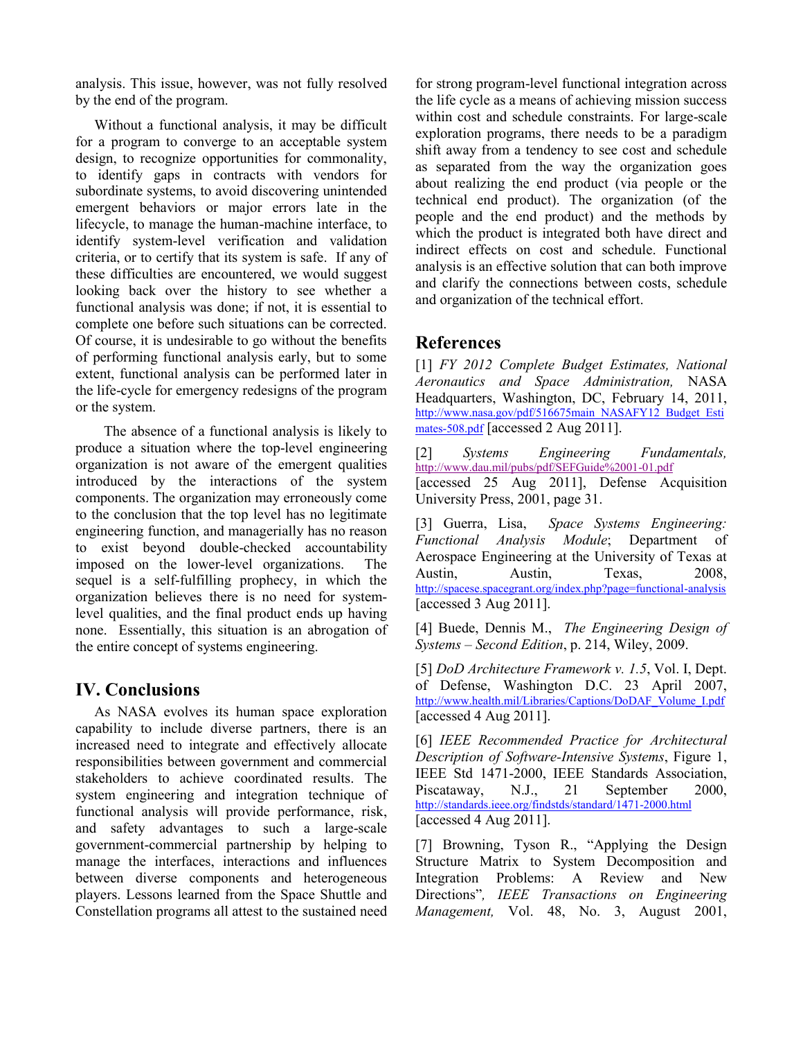analysis. This issue, however, was not fully resolved by the end of the program.

Without a functional analysis, it may be difficult for a program to converge to an acceptable system design, to recognize opportunities for commonality, to identify gaps in contracts with vendors for subordinate systems, to avoid discovering unintended emergent behaviors or major errors late in the lifecycle, to manage the human-machine interface, to identify system-level verification and validation criteria, or to certify that its system is safe. If any of these difficulties are encountered, we would suggest looking back over the history to see whether a functional analysis was done; if not, it is essential to complete one before such situations can be corrected. Of course, it is undesirable to go without the benefits of performing functional analysis early, but to some extent, functional analysis can be performed later in the life-cycle for emergency redesigns of the program or the system.

The absence of a functional analysis is likely to produce a situation where the top-level engineering organization is not aware of the emergent qualities introduced by the interactions of the system components. The organization may erroneously come to the conclusion that the top level has no legitimate engineering function, and managerially has no reason to exist beyond double-checked accountability imposed on the lower-level organizations. The sequel is a self-fulfilling prophecy, in which the organization believes there is no need for system-level qualities, and the final product ends up having none. Essentially, this situation is an abrogation of the entire concept of systems engineering.

## IV. Conclusions

As NASA evolves its human space exploration capability to include diverse partners, there is an increased need to integrate and effectively allocate responsibilities between government and commercial stakeholders to achieve coordinated results. The system engineering and integration technique of functional analysis will provide performance, risk, and safety advantages to such a large-scale government-commercial partnership by helping to manage the interfaces, interactions and influences between diverse components and heterogeneous players. Lessons learned from the Space Shuttle and Constellation programs all attest to the sustained need for strong program-level functional integration across the life cycle as a means of achieving mission success within cost and schedule constraints. For large-scale exploration programs, there needs to be a paradigm shift away from a tendency to see cost and schedule as separated from the way the organization goes about realizing the end product (via people or the technical end product). The organization (of the people and the end product) and the methods by which the product is integrated both have direct and indirect effects on cost and schedule. Functional analysis is an effective solution that can both improve and clarify the connections between costs, schedule and organization of the technical effort.

## References

[1] *FY 2012 Complete Budget Estimates, National Aeronautics and Space Administration,* NASA Headquarters, Washington, DC, February 14, 2011, http://www.nasa.gov/pdf/516675main_NASAFY12_Budget_Estimates-508.pdf [accessed 2 Aug 2011].

[2] *Systems Engineering Fundamentals,* http://www.dau.mil/pubs/pdf/SEFGuide%2001-01.pdf [accessed 25 Aug 2011], Defense Acquisition University Press, 2001, page 31.

[3] Guerra, Lisa, *Space Systems Engineering: Functional Analysis Module*; Department of Aerospace Engineering at the University of Texas at Austin, Austin, Texas, 2008, http://spacese.spacegrant.org/index.php?page=functional-analysis [accessed 3 Aug 2011].

[4] Buede, Dennis M., *The Engineering Design of Systems – Second Edition*, p. 214, Wiley, 2009.

[5] *DoD Architecture Framework v. 1.5*, Vol. I, Dept. of Defense, Washington D.C. 23 April 2007, http://www.health.mil/Libraries/Captions/DoDAF_Volume_I.pdf [accessed 4 Aug 2011].

[6] *IEEE Recommended Practice for Architectural Description of Software-Intensive Systems*, Figure 1, IEEE Std 1471-2000, IEEE Standards Association, Piscataway, N.J., 21 September 2000, http://standards.ieee.org/findstds/standard/1471-2000.html [accessed 4 Aug 2011].

[7] Browning, Tyson R., "Applying the Design Structure Matrix to System Decomposition and Integration Problems: A Review and New Directions", *IEEE Transactions on Engineering Management,* Vol. 48, No. 3, August 2001,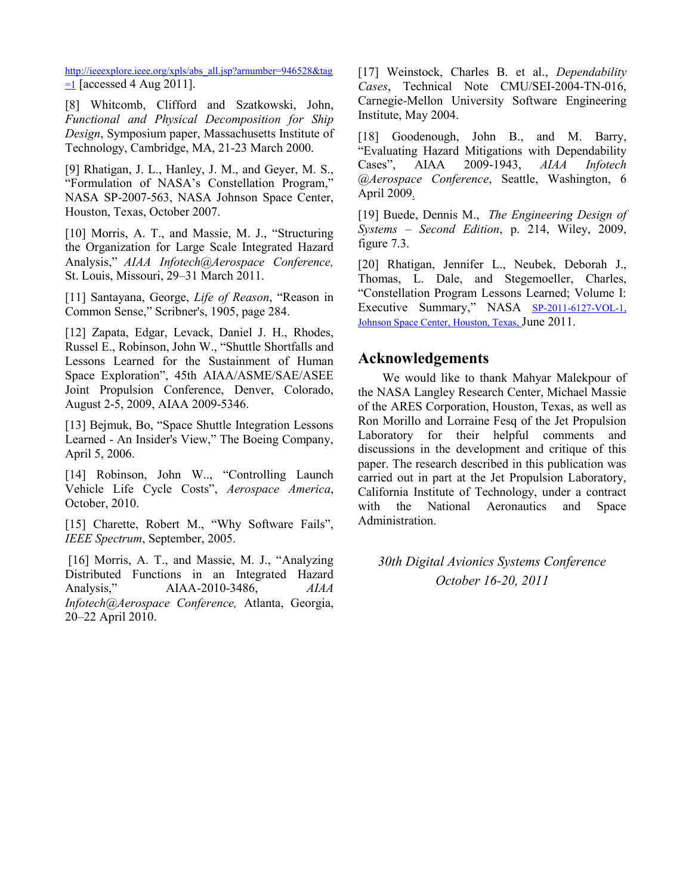http://ieeexplore.ieee.org/xpls/abs_all.jsp?arnumber=946528&tag=1 [accessed 4 Aug 2011].

[8] Whitcomb, Clifford and Szatkowski, John, *Functional and Physical Decomposition for Ship Design*, Symposium paper, Massachusetts Institute of Technology, Cambridge, MA, 21-23 March 2000.

[9] Rhatigan, J. L., Hanley, J. M., and Geyer, M. S., "Formulation of NASA's Constellation Program," NASA SP-2007-563, NASA Johnson Space Center, Houston, Texas, October 2007.

[10] Morris, A. T., and Massie, M. J., "Structuring the Organization for Large Scale Integrated Hazard Analysis," *AIAA Infotech@Aerospace Conference,* St. Louis, Missouri, 29–31 March 2011.

[11] Santayana, George, *Life of Reason*, "Reason in Common Sense," Scribner's, 1905, page 284.

[12] Zapata, Edgar, Levack, Daniel J. H., Rhodes, Russel E., Robinson, John W., "Shuttle Shortfalls and Lessons Learned for the Sustainment of Human Space Exploration", 45th AIAA/ASME/SAE/ASEE Joint Propulsion Conference, Denver, Colorado, August 2-5, 2009, AIAA 2009-5346.

[13] Bejmuk, Bo, "Space Shuttle Integration Lessons Learned - An Insider's View," The Boeing Company, April 5, 2006.

[14] Robinson, John W.., "Controlling Launch Vehicle Life Cycle Costs", *Aerospace America*, October, 2010.

[15] Charette, Robert M., "Why Software Fails", *IEEE Spectrum*, September, 2005.

[16] Morris, A. T., and Massie, M. J., "Analyzing Distributed Functions in an Integrated Hazard Analysis," AIAA-2010-3486, *AIAA Infotech@Aerospace Conference,* Atlanta, Georgia, 20–22 April 2010.

[17] Weinstock, Charles B. et al., *Dependability Cases*, Technical Note CMU/SEI-2004-TN-016, Carnegie-Mellon University Software Engineering Institute, May 2004.

[18] Goodenough, John B., and M. Barry, "Evaluating Hazard Mitigations with Dependability Cases", AIAA 2009-1943, *AIAA Infotech @Aerospace Conference*, Seattle, Washington, 6 April 2009.

[19] Buede, Dennis M., *The Engineering Design of Systems – Second Edition*, p. 214, Wiley, 2009, figure 7.3.

[20] Rhatigan, Jennifer L., Neubek, Deborah J., Thomas, L. Dale, and Stegemoeller, Charles, "Constellation Program Lessons Learned; Volume I: Executive Summary," NASA SP-2011-6127-VOL-1, Johnson Space Center, Houston, Texas, June 2011.

## Acknowledgements

We would like to thank Mahyar Malekpour of the NASA Langley Research Center, Michael Massie of the ARES Corporation, Houston, Texas, as well as Ron Morillo and Lorraine Fesq of the Jet Propulsion Laboratory for their helpful comments and discussions in the development and critique of this paper. The research described in this publication was carried out in part at the Jet Propulsion Laboratory, California Institute of Technology, under a contract with the National Aeronautics and Space Administration.

*30th Digital Avionics Systems Conference*
*October 16-20, 2011*